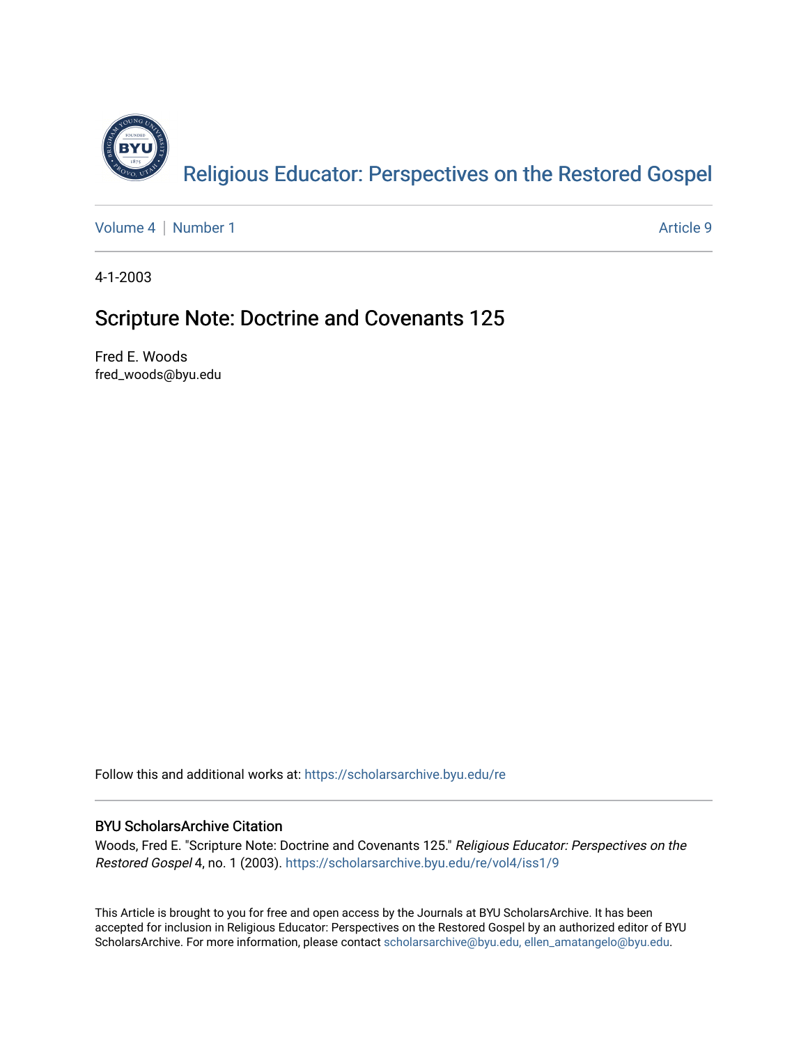[Religious Educator: Perspectives on the Restored Gospel](https://scholarsarchive.byu.edu/re)

Volume 4 | Number 1 Article 9

4-1-2003

# Scripture Note: Doctrine and Covenants 125

Fred E. Woods
fred_woods@byu.edu

Follow this and additional works at: https://scholarsarchive.byu.edu/re

## BYU ScholarsArchive Citation

Woods, Fred E. "Scripture Note: Doctrine and Covenants 125." *Religious Educator: Perspectives on the Restored Gospel* 4, no. 1 (2003). https://scholarsarchive.byu.edu/re/vol4/iss1/9

This Article is brought to you for free and open access by the Journals at BYU ScholarsArchive. It has been accepted for inclusion in Religious Educator: Perspectives on the Restored Gospel by an authorized editor of BYU ScholarsArchive. For more information, please contact scholarsarchive@byu.edu, ellen_amatangelo@byu.edu.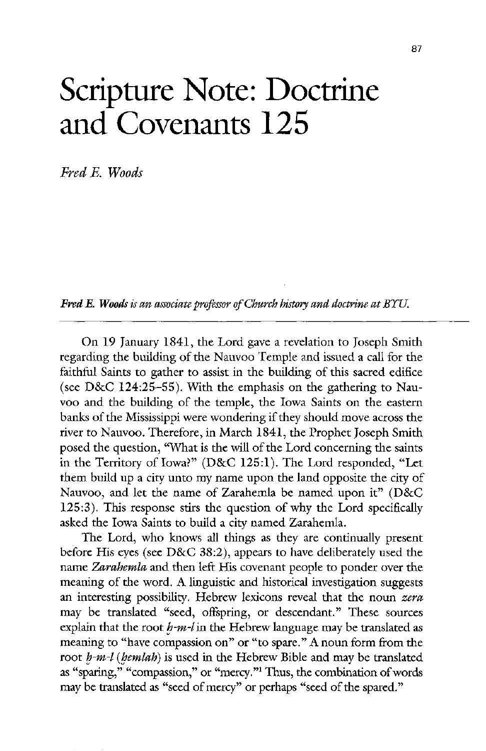# Scripture Note: Doctrine and Covenants 125

*Fred E. Woods*

***Fred E. Woods** is an associate professor of Church history and doctrine at BYU.*

On 19 January 1841, the Lord gave a revelation to Joseph Smith regarding the building of the Nauvoo Temple and issued a call for the faithful Saints to gather to assist in the building of this sacred edifice (see D&C 124:25–55). With the emphasis on the gathering to Nauvoo and the building of the temple, the Iowa Saints on the eastern banks of the Mississippi were wondering if they should move across the river to Nauvoo. Therefore, in March 1841, the Prophet Joseph Smith posed the question, "What is the will of the Lord concerning the saints in the Territory of Iowa?" (D&C 125:1). The Lord responded, "Let them build up a city unto my name upon the land opposite the city of Nauvoo, and let the name of Zarahemla be named upon it" (D&C 125:3). This response stirs the question of why the Lord specifically asked the Iowa Saints to build a city named Zarahemla.

The Lord, who knows all things as they are continually present before His eyes (see D&C 38:2), appears to have deliberately used the name *Zarahemla* and then left His covenant people to ponder over the meaning of the word. A linguistic and historical investigation suggests an interesting possibility. Hebrew lexicons reveal that the noun *zera* may be translated "seed, offspring, or descendant." These sources explain that the root *ḥ-m-l* in the Hebrew language may be translated as meaning to "have compassion on" or "to spare." A noun form from the root *ḥ-m-l* (*ḥemlah*) is used in the Hebrew Bible and may be translated as "sparing," "compassion," or "mercy."[1] Thus, the combination of words may be translated as "seed of mercy" or perhaps "seed of the spared."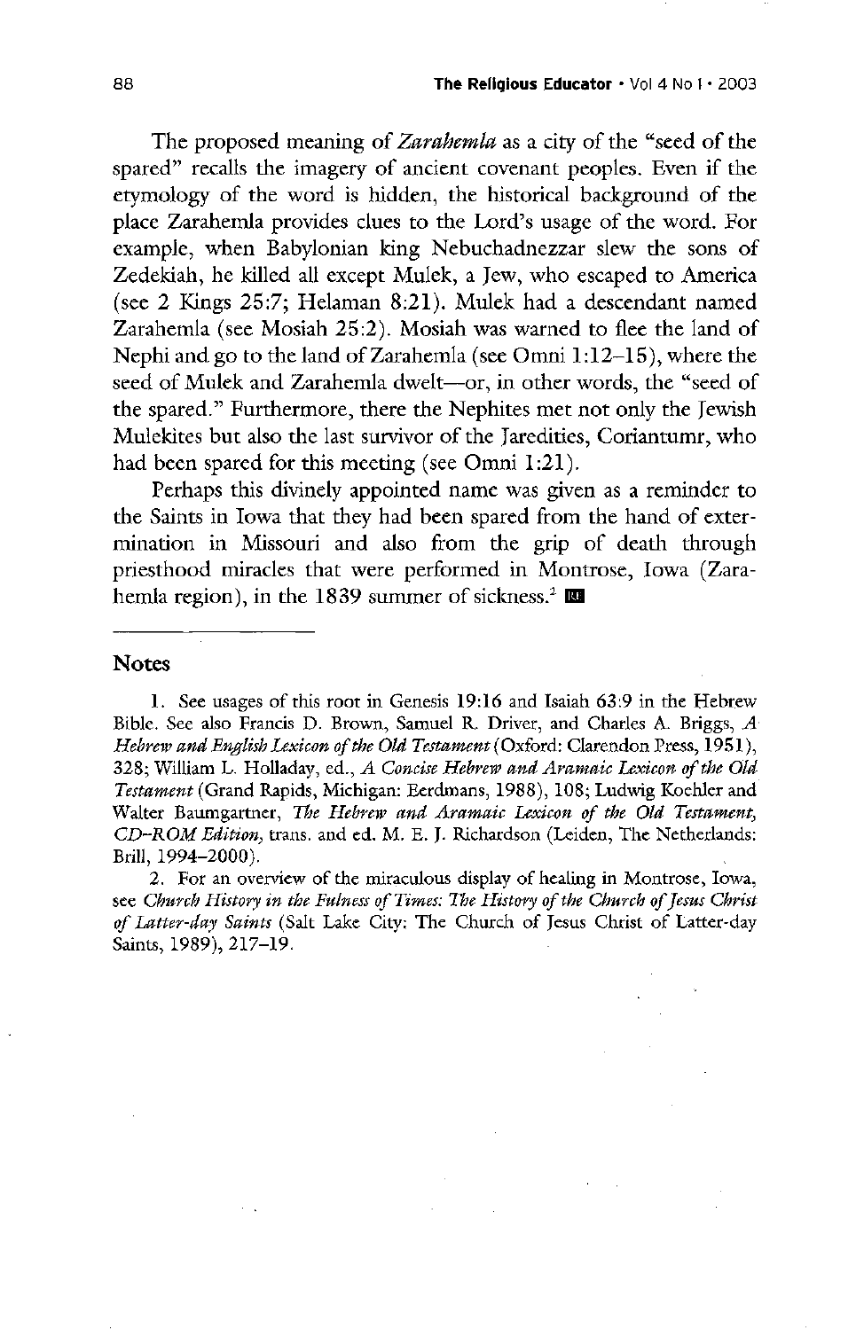The proposed meaning of *Zarahemla* as a city of the "seed of the spared" recalls the imagery of ancient covenant peoples. Even if the etymology of the word is hidden, the historical background of the place Zarahemla provides clues to the Lord's usage of the word. For example, when Babylonian king Nebuchadnezzar slew the sons of Zedekiah, he killed all except Mulek, a Jew, who escaped to America (see 2 Kings 25:7; Helaman 8:21). Mulek had a descendant named Zarahemla (see Mosiah 25:2). Mosiah was warned to flee the land of Nephi and go to the land of Zarahemla (see Omni 1:12–15), where the seed of Mulek and Zarahemla dwelt—or, in other words, the "seed of the spared." Furthermore, there the Nephites met not only the Jewish Mulekites but also the last survivor of the Jaredites, Coriantumr, who had been spared for this meeting (see Omni 1:21).

Perhaps this divinely appointed name was given as a reminder to the Saints in Iowa that they had been spared from the hand of extermination in Missouri and also from the grip of death through priesthood miracles that were performed in Montrose, Iowa (Zarahemla region), in the 1839 summer of sickness.[2]

## Notes

1. See usages of this root in Genesis 19:16 and Isaiah 63:9 in the Hebrew Bible. See also Francis D. Brown, Samuel R. Driver, and Charles A. Briggs, *A Hebrew and English Lexicon of the Old Testament* (Oxford: Clarendon Press, 1951), 328; William L. Holladay, ed., *A Concise Hebrew and Aramaic Lexicon of the Old Testament* (Grand Rapids, Michigan: Eerdmans, 1988), 108; Ludwig Koehler and Walter Baumgartner, *The Hebrew and Aramaic Lexicon of the Old Testament, CD-ROM Edition,* trans. and ed. M. E. J. Richardson (Leiden, The Netherlands: Brill, 1994–2000).

2. For an overview of the miraculous display of healing in Montrose, Iowa, see *Church History in the Fulness of Times: The History of the Church of Jesus Christ of Latter-day Saints* (Salt Lake City: The Church of Jesus Christ of Latter-day Saints, 1989), 217–19.